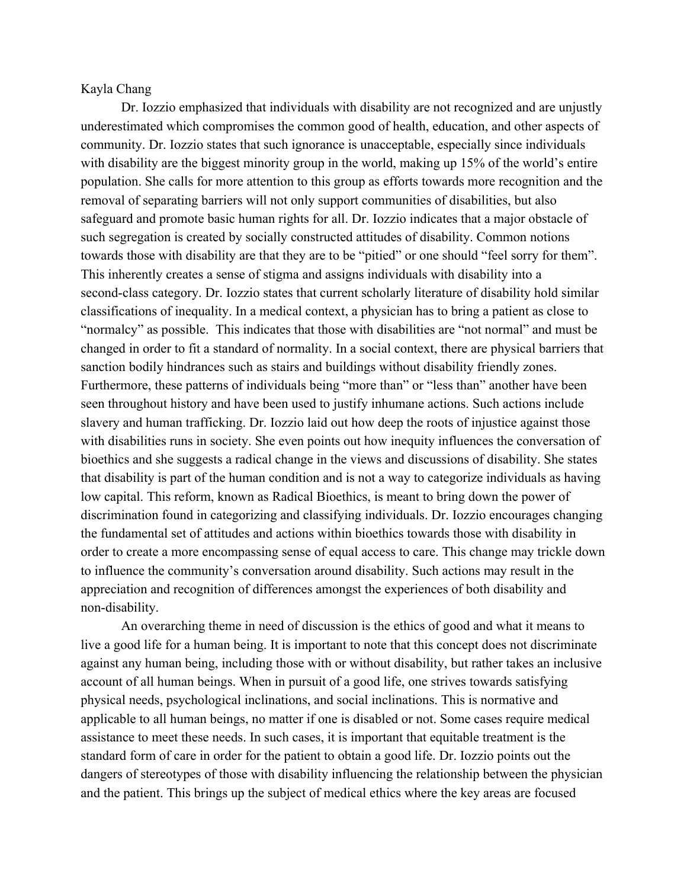Kayla Chang

Dr. Iozzio emphasized that individuals with disability are not recognized and are unjustly underestimated which compromises the common good of health, education, and other aspects of community. Dr. Iozzio states that such ignorance is unacceptable, especially since individuals with disability are the biggest minority group in the world, making up 15% of the world's entire population. She calls for more attention to this group as efforts towards more recognition and the removal of separating barriers will not only support communities of disabilities, but also safeguard and promote basic human rights for all. Dr. Iozzio indicates that a major obstacle of such segregation is created by socially constructed attitudes of disability. Common notions towards those with disability are that they are to be "pitied" or one should "feel sorry for them". This inherently creates a sense of stigma and assigns individuals with disability into a second-class category. Dr. Iozzio states that current scholarly literature of disability hold similar classifications of inequality. In a medical context, a physician has to bring a patient as close to "normalcy" as possible. This indicates that those with disabilities are "not normal" and must be changed in order to fit a standard of normality. In a social context, there are physical barriers that sanction bodily hindrances such as stairs and buildings without disability friendly zones. Furthermore, these patterns of individuals being "more than" or "less than" another have been seen throughout history and have been used to justify inhumane actions. Such actions include slavery and human trafficking. Dr. Iozzio laid out how deep the roots of injustice against those with disabilities runs in society. She even points out how inequity influences the conversation of bioethics and she suggests a radical change in the views and discussions of disability. She states that disability is part of the human condition and is not a way to categorize individuals as having low capital. This reform, known as Radical Bioethics, is meant to bring down the power of discrimination found in categorizing and classifying individuals. Dr. Iozzio encourages changing the fundamental set of attitudes and actions within bioethics towards those with disability in order to create a more encompassing sense of equal access to care. This change may trickle down to influence the community's conversation around disability. Such actions may result in the appreciation and recognition of differences amongst the experiences of both disability and non-disability.

An overarching theme in need of discussion is the ethics of good and what it means to live a good life for a human being. It is important to note that this concept does not discriminate against any human being, including those with or without disability, but rather takes an inclusive account of all human beings. When in pursuit of a good life, one strives towards satisfying physical needs, psychological inclinations, and social inclinations. This is normative and applicable to all human beings, no matter if one is disabled or not. Some cases require medical assistance to meet these needs. In such cases, it is important that equitable treatment is the standard form of care in order for the patient to obtain a good life. Dr. Iozzio points out the dangers of stereotypes of those with disability influencing the relationship between the physician and the patient. This brings up the subject of medical ethics where the key areas are focused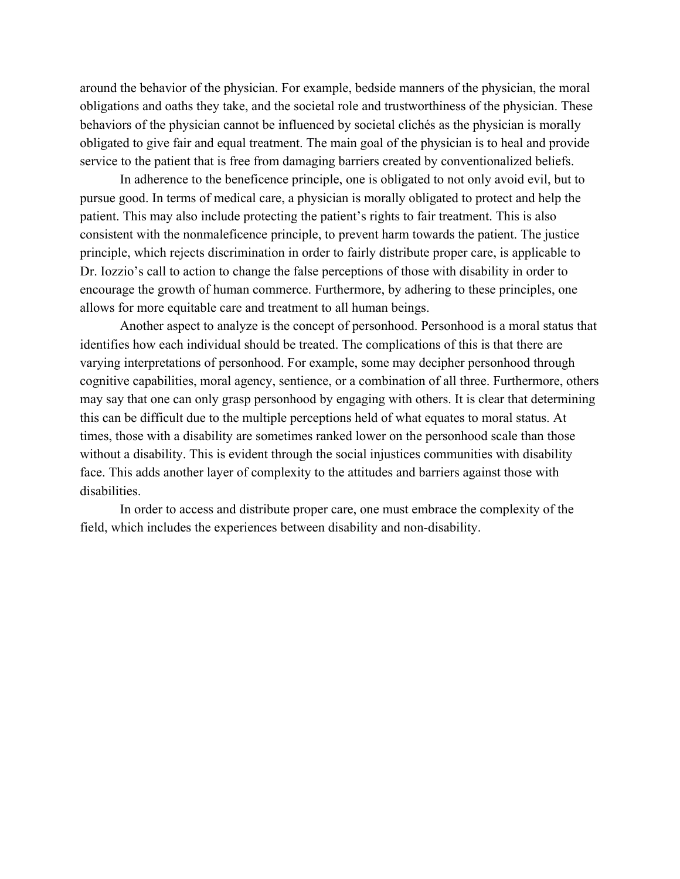around the behavior of the physician. For example, bedside manners of the physician, the moral obligations and oaths they take, and the societal role and trustworthiness of the physician. These behaviors of the physician cannot be influenced by societal clichés as the physician is morally obligated to give fair and equal treatment. The main goal of the physician is to heal and provide service to the patient that is free from damaging barriers created by conventionalized beliefs.

In adherence to the beneficence principle, one is obligated to not only avoid evil, but to pursue good. In terms of medical care, a physician is morally obligated to protect and help the patient. This may also include protecting the patient's rights to fair treatment. This is also consistent with the nonmaleficence principle, to prevent harm towards the patient. The justice principle, which rejects discrimination in order to fairly distribute proper care, is applicable to Dr. Iozzio's call to action to change the false perceptions of those with disability in order to encourage the growth of human commerce. Furthermore, by adhering to these principles, one allows for more equitable care and treatment to all human beings.

Another aspect to analyze is the concept of personhood. Personhood is a moral status that identifies how each individual should be treated. The complications of this is that there are varying interpretations of personhood. For example, some may decipher personhood through cognitive capabilities, moral agency, sentience, or a combination of all three. Furthermore, others may say that one can only grasp personhood by engaging with others. It is clear that determining this can be difficult due to the multiple perceptions held of what equates to moral status. At times, those with a disability are sometimes ranked lower on the personhood scale than those without a disability. This is evident through the social injustices communities with disability face. This adds another layer of complexity to the attitudes and barriers against those with disabilities.

In order to access and distribute proper care, one must embrace the complexity of the field, which includes the experiences between disability and non-disability.